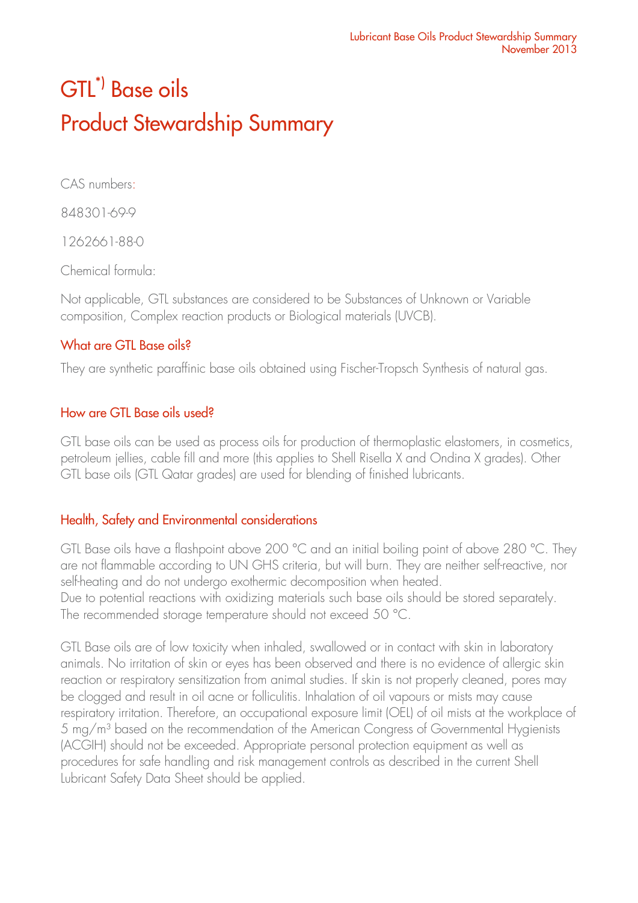# GTL[*)] Base oils
# Product Stewardship Summary

CAS numbers:

848301-69-9

1262661-88-0

Chemical formula:

Not applicable, GTL substances are considered to be Substances of Unknown or Variable composition, Complex reaction products or Biological materials (UVCB).

## What are GTL Base oils?

They are synthetic paraffinic base oils obtained using Fischer-Tropsch Synthesis of natural gas.

## How are GTL Base oils used?

GTL base oils can be used as process oils for production of thermoplastic elastomers, in cosmetics, petroleum jellies, cable fill and more (this applies to Shell Risella X and Ondina X grades). Other GTL base oils (GTL Qatar grades) are used for blending of finished lubricants.

## Health, Safety and Environmental considerations

GTL Base oils have a flashpoint above 200 °C and an initial boiling point of above 280 °C. They are not flammable according to UN GHS criteria, but will burn. They are neither self-reactive, nor self-heating and do not undergo exothermic decomposition when heated.
Due to potential reactions with oxidizing materials such base oils should be stored separately. The recommended storage temperature should not exceed 50 °C.

GTL Base oils are of low toxicity when inhaled, swallowed or in contact with skin in laboratory animals. No irritation of skin or eyes has been observed and there is no evidence of allergic skin reaction or respiratory sensitization from animal studies. If skin is not properly cleaned, pores may be clogged and result in oil acne or folliculitis. Inhalation of oil vapours or mists may cause respiratory irritation. Therefore, an occupational exposure limit (OEL) of oil mists at the workplace of 5 $mg/m^3$ based on the recommendation of the American Congress of Governmental Hygienists (ACGIH) should not be exceeded. Appropriate personal protection equipment as well as procedures for safe handling and risk management controls as described in the current Shell Lubricant Safety Data Sheet should be applied.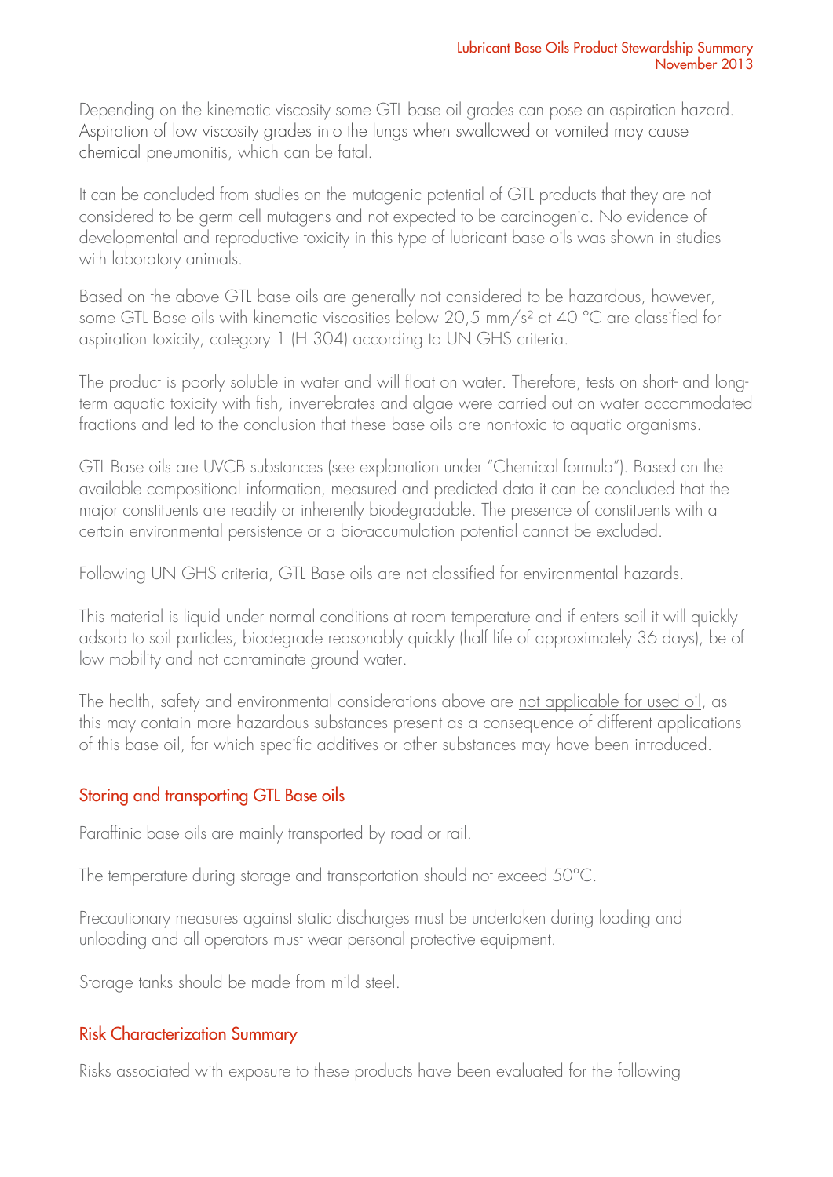Depending on the kinematic viscosity some GTL base oil grades can pose an aspiration hazard. Aspiration of low viscosity grades into the lungs when swallowed or vomited may cause chemical pneumonitis, which can be fatal.

It can be concluded from studies on the mutagenic potential of GTL products that they are not considered to be germ cell mutagens and not expected to be carcinogenic. No evidence of developmental and reproductive toxicity in this type of lubricant base oils was shown in studies with laboratory animals.

Based on the above GTL base oils are generally not considered to be hazardous, however, some GTL Base oils with kinematic viscosities below 20,5 $mm/s^2$ at 40 °C are classified for aspiration toxicity, category 1 (H 304) according to UN GHS criteria.

The product is poorly soluble in water and will float on water. Therefore, tests on short- and long-term aquatic toxicity with fish, invertebrates and algae were carried out on water accommodated fractions and led to the conclusion that these base oils are non-toxic to aquatic organisms.

GTL Base oils are UVCB substances (see explanation under "Chemical formula"). Based on the available compositional information, measured and predicted data it can be concluded that the major constituents are readily or inherently biodegradable. The presence of constituents with a certain environmental persistence or a bio-accumulation potential cannot be excluded.

Following UN GHS criteria, GTL Base oils are not classified for environmental hazards.

This material is liquid under normal conditions at room temperature and if enters soil it will quickly adsorb to soil particles, biodegrade reasonably quickly (half life of approximately 36 days), be of low mobility and not contaminate ground water.

The health, safety and environmental considerations above are not applicable for used oil, as this may contain more hazardous substances present as a consequence of different applications of this base oil, for which specific additives or other substances may have been introduced.

## Storing and transporting GTL Base oils

Paraffinic base oils are mainly transported by road or rail.

The temperature during storage and transportation should not exceed 50°C.

Precautionary measures against static discharges must be undertaken during loading and unloading and all operators must wear personal protective equipment.

Storage tanks should be made from mild steel.

## Risk Characterization Summary

Risks associated with exposure to these products have been evaluated for the following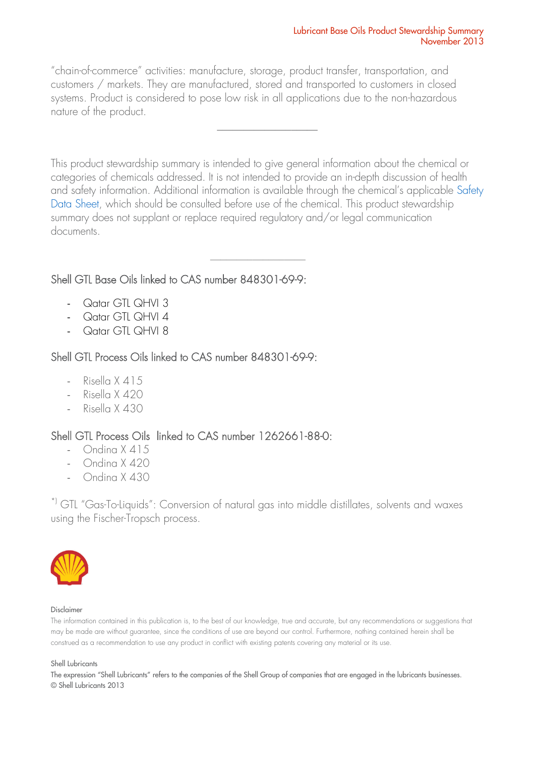"chain-of-commerce" activities: manufacture, storage, product transfer, transportation, and customers / markets. They are manufactured, stored and transported to customers in closed systems. Product is considered to pose low risk in all applications due to the non-hazardous nature of the product.

---

This product stewardship summary is intended to give general information about the chemical or categories of chemicals addressed. It is not intended to provide an in-depth discussion of health and safety information. Additional information is available through the chemical's applicable Safety Data Sheet, which should be consulted before use of the chemical. This product stewardship summary does not supplant or replace required regulatory and/or legal communication documents.

---

Shell GTL Base Oils linked to CAS number 848301-69-9:

- Qatar GTL QHVI 3
- Qatar GTL QHVI 4
- Qatar GTL QHVI 8

Shell GTL Process Oils linked to CAS number 848301-69-9:

- Risella X 415
- Risella X 420
- Risella X 430

Shell GTL Process Oils linked to CAS number 1262661-88-0:

- Ondina X 415
- Ondina X 420
- Ondina X 430

*) GTL "Gas-To-Liquids": Conversion of natural gas into middle distillates, solvents and waxes using the Fischer-Tropsch process.

Disclaimer

The information contained in this publication is, to the best of our knowledge, true and accurate, but any recommendations or suggestions that may be made are without guarantee, since the conditions of use are beyond our control. Furthermore, nothing contained herein shall be construed as a recommendation to use any product in conflict with existing patents covering any material or its use.

Shell Lubricants

The expression "Shell Lubricants" refers to the companies of the Shell Group of companies that are engaged in the lubricants businesses.
© Shell Lubricants 2013